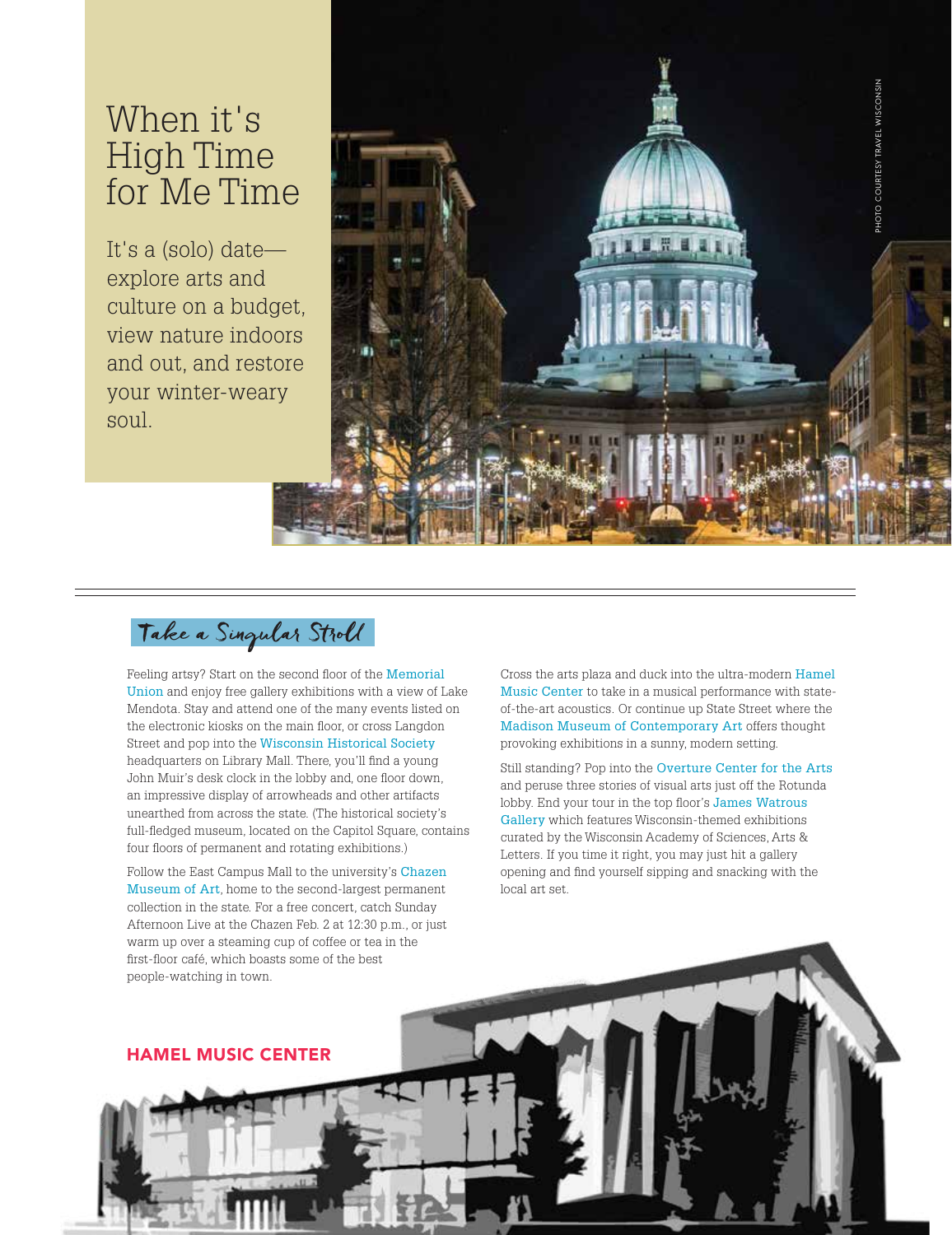# When it's High Time for Me Time

It's a (solo) date—explore arts and culture on a budget, view nature indoors and out, and restore your winter-weary soul.

PHOTO COURTESY TRAVEL WISCONSIN

## Take a Singular Stroll

Feeling artsy? Start on the second floor of the Memorial Union and enjoy free gallery exhibitions with a view of Lake Mendota. Stay and attend one of the many events listed on the electronic kiosks on the main floor, or cross Langdon Street and pop into the Wisconsin Historical Society headquarters on Library Mall. There, you'll find a young John Muir's desk clock in the lobby and, one floor down, an impressive display of arrowheads and other artifacts unearthed from across the state. (The historical society's full-fledged museum, located on the Capitol Square, contains four floors of permanent and rotating exhibitions.)

Follow the East Campus Mall to the university's Chazen Museum of Art, home to the second-largest permanent collection in the state. For a free concert, catch Sunday Afternoon Live at the Chazen Feb. 2 at 12:30 p.m., or just warm up over a steaming cup of coffee or tea in the first-floor café, which boasts some of the best people-watching in town.

Cross the arts plaza and duck into the ultra-modern Hamel Music Center to take in a musical performance with state-of-the-art acoustics. Or continue up State Street where the Madison Museum of Contemporary Art offers thought provoking exhibitions in a sunny, modern setting.

Still standing? Pop into the Overture Center for the Arts and peruse three stories of visual arts just off the Rotunda lobby. End your tour in the top floor's James Watrous Gallery which features Wisconsin-themed exhibitions curated by the Wisconsin Academy of Sciences, Arts & Letters. If you time it right, you may just hit a gallery opening and find yourself sipping and snacking with the local art set.

**HAMEL MUSIC CENTER**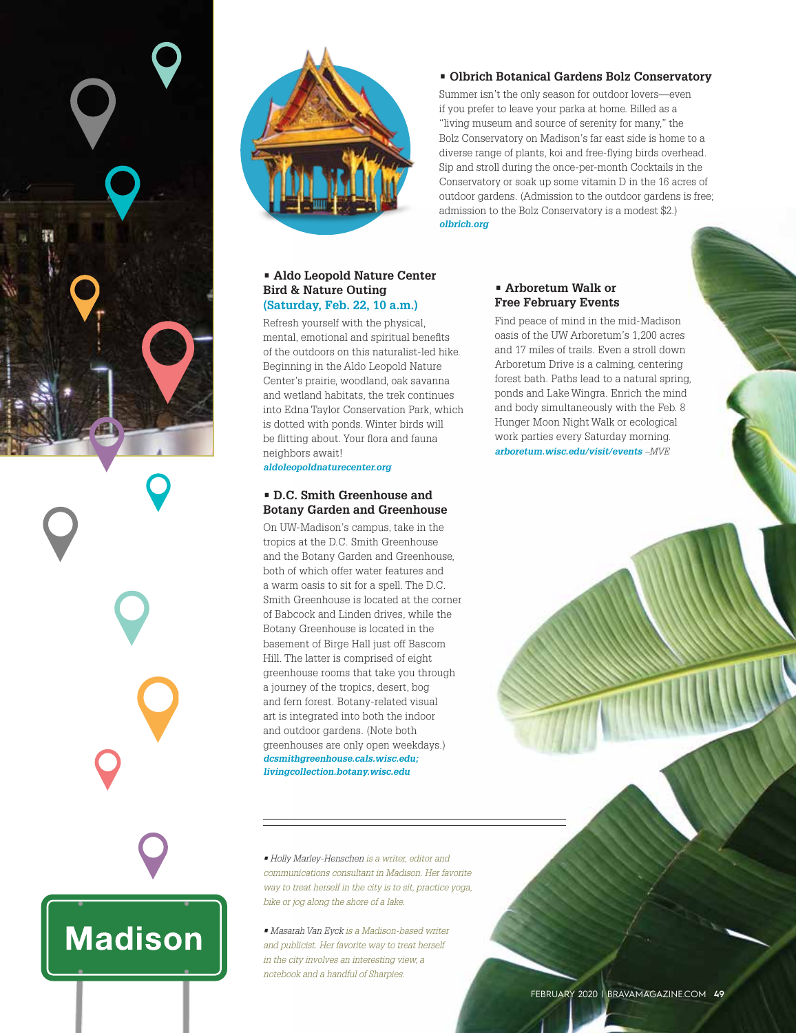### ▪ Olbrich Botanical Gardens Bolz Conservatory

Summer isn't the only season for outdoor lovers—even if you prefer to leave your parka at home. Billed as a "living museum and source of serenity for many," the Bolz Conservatory on Madison's far east side is home to a diverse range of plants, koi and free-flying birds overhead. Sip and stroll during the once-per-month Cocktails in the Conservatory or soak up some vitamin D in the 16 acres of outdoor gardens. (Admission to the outdoor gardens is free; admission to the Bolz Conservatory is a modest $2.)
***olbrich.org***

### ▪ Aldo Leopold Nature Center Bird & Nature Outing (Saturday, Feb. 22, 10 a.m.)

Refresh yourself with the physical, mental, emotional and spiritual benefits of the outdoors on this naturalist-led hike. Beginning in the Aldo Leopold Nature Center's prairie, woodland, oak savanna and wetland habitats, the trek continues into Edna Taylor Conservation Park, which is dotted with ponds. Winter birds will be flitting about. Your flora and fauna neighbors await!
***aldoleopoldnaturecenter.org***

### ▪ D.C. Smith Greenhouse and Botany Garden and Greenhouse

On UW-Madison's campus, take in the tropics at the D.C. Smith Greenhouse and the Botany Garden and Greenhouse, both of which offer water features and a warm oasis to sit for a spell. The D.C. Smith Greenhouse is located at the corner of Babcock and Linden drives, while the Botany Greenhouse is located in the basement of Birge Hall just off Bascom Hill. The latter is comprised of eight greenhouse rooms that take you through a journey of the tropics, desert, bog and fern forest. Botany-related visual art is integrated into both the indoor and outdoor gardens. (Note both greenhouses are only open weekdays.)
***dcsmithgreenhouse.cals.wisc.edu; livingcollection.botany.wisc.edu***

### ▪ Arboretum Walk or Free February Events

Find peace of mind in the mid-Madison oasis of the UW Arboretum's 1,200 acres and 17 miles of trails. Even a stroll down Arboretum Drive is a calming, centering forest bath. Paths lead to a natural spring, ponds and Lake Wingra. Enrich the mind and body simultaneously with the Feb. 8 Hunger Moon Night Walk or ecological work parties every Saturday morning.
***arboretum.wisc.edu/visit/events*** *–MVE*

---

*▪ Holly Marley-Henschen is a writer, editor and communications consultant in Madison. Her favorite way to treat herself in the city is to sit, practice yoga, bike or jog along the shore of a lake.*

*▪ Masarah Van Eyck is a Madison-based writer and publicist. Her favorite way to treat herself in the city involves an interesting view, a notebook and a handful of Sharpies.*

Madison